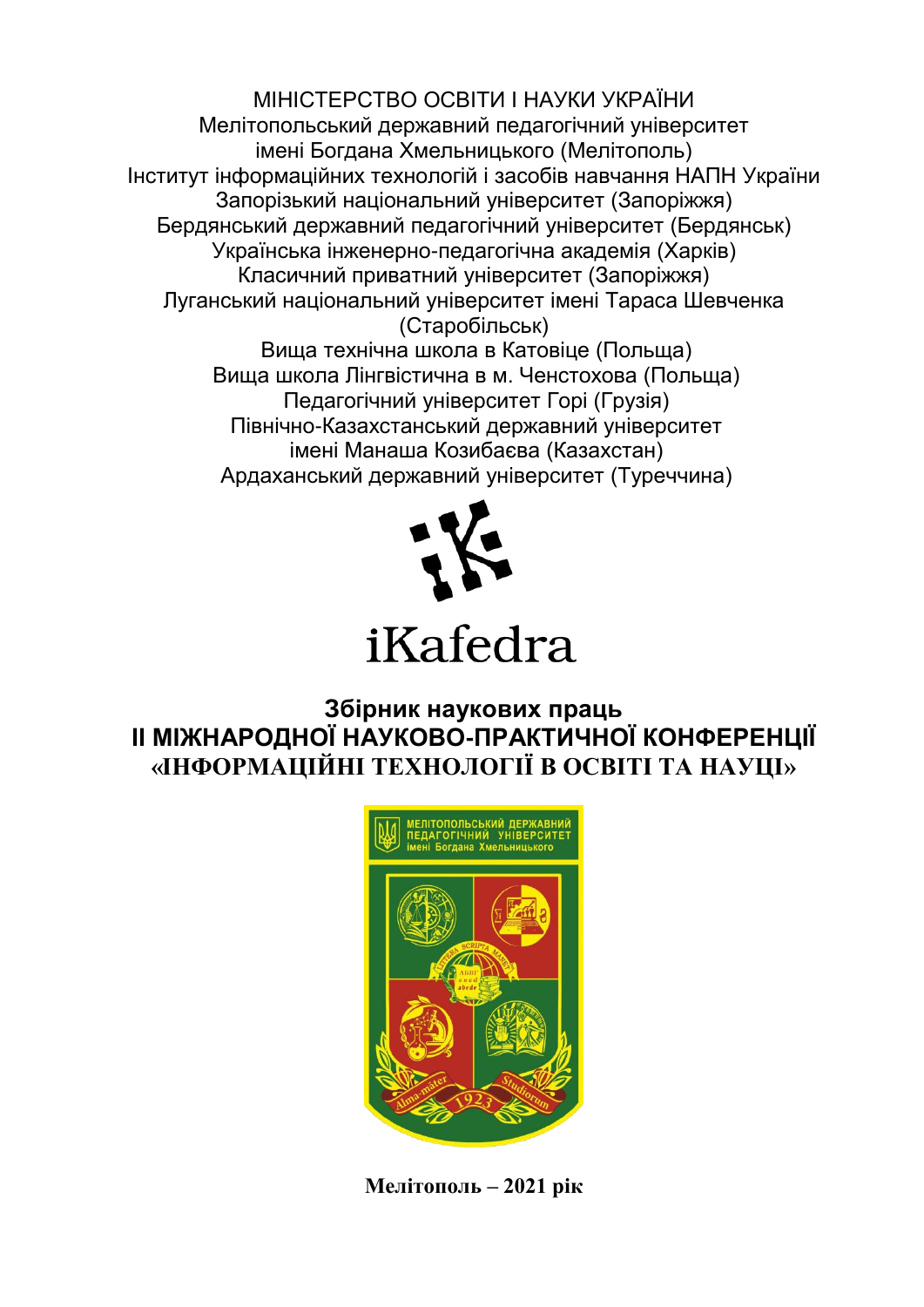МІНІСТЕРСТВО ОСВІТИ І НАУКИ УКРАЇНИ
Мелітопольський державний педагогічний університет
імені Богдана Хмельницького (Мелітополь)
Інститут інформаційних технологій і засобів навчання НАПН України
Запорізький національний університет (Запоріжжя)
Бердянський державний педагогічний університет (Бердянськ)
Українська інженерно-педагогічна академія (Харків)
Класичний приватний університет (Запоріжжя)
Луганський національний університет імені Тараса Шевченка
(Старобільськ)
Вища технічна школа в Катовіце (Польща)
Вища школа Лінгвістична в м. Ченстохова (Польща)
Педагогічний університет Горі (Грузія)
Північно-Казахстанський державний університет
імені Манаша Козибаєва (Казахстан)
Ардаханський державний університет (Туреччина)

iKafedra

# Збірник наукових праць
# ІІ МІЖНАРОДНОЇ НАУКОВО-ПРАКТИЧНОЇ КОНФЕРЕНЦІЇ
# «ІНФОРМАЦІЙНІ ТЕХНОЛОГІЇ В ОСВІТІ ТА НАУЦІ»

МЕЛІТОПОЛЬСЬКИЙ ДЕРЖАВНИЙ ПЕДАГОГІЧНИЙ УНІВЕРСИТЕТ імені Богдана Хмельницького

**Мелітополь – 2021 рік**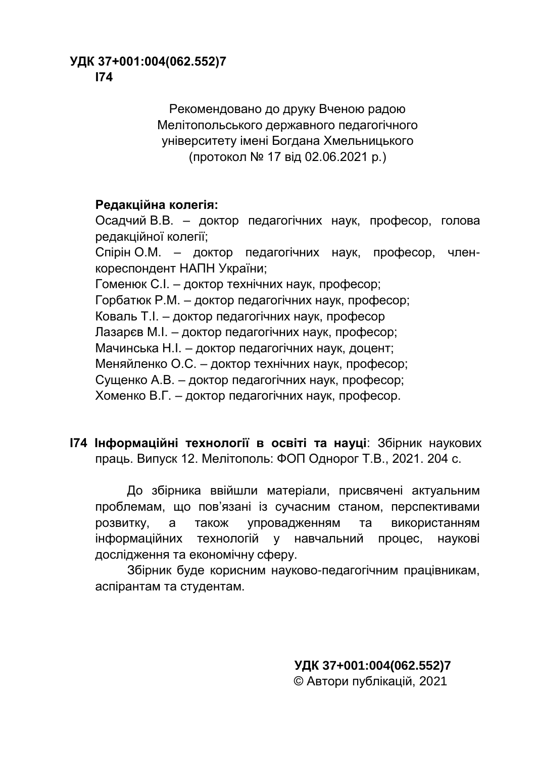**УДК 37+001:004(062.552)7**
**І74**

Рекомендовано до друку Вченою радою
Мелітопольського державного педагогічного
університету імені Богдана Хмельницького
(протокол № 17 від 02.06.2021 р.)

**Редакційна колегія:**

Осадчий В.В. – доктор педагогічних наук, професор, голова редакційної колегії;
Спірін О.М. – доктор педагогічних наук, професор, член-кореспондент НАПН України;
Гоменюк С.І. – доктор технічних наук, професор;
Горбатюк Р.М. – доктор педагогічних наук, професор;
Коваль Т.І. – доктор педагогічних наук, професор
Лазарєв М.І. – доктор педагогічних наук, професор;
Мачинська Н.І. – доктор педагогічних наук, доцент;
Меняйленко О.С. – доктор технічних наук, професор;
Сущенко А.В. – доктор педагогічних наук, професор;
Хоменко В.Г. – доктор педагогічних наук, професор.

**І74 Інформаційні технології в освіті та науці**: Збірник наукових праць. Випуск 12. Мелітополь: ФОП Однорог Т.В., 2021. 204 с.

До збірника ввійшли матеріали, присвячені актуальним проблемам, що пов'язані із сучасним станом, перспективами розвитку, а також упровадженням та використанням інформаційних технологій у навчальний процес, наукові дослідження та економічну сферу.

Збірник буде корисним науково-педагогічним працівникам, аспірантам та студентам.

**УДК 37+001:004(062.552)7**
© Автори публікацій, 2021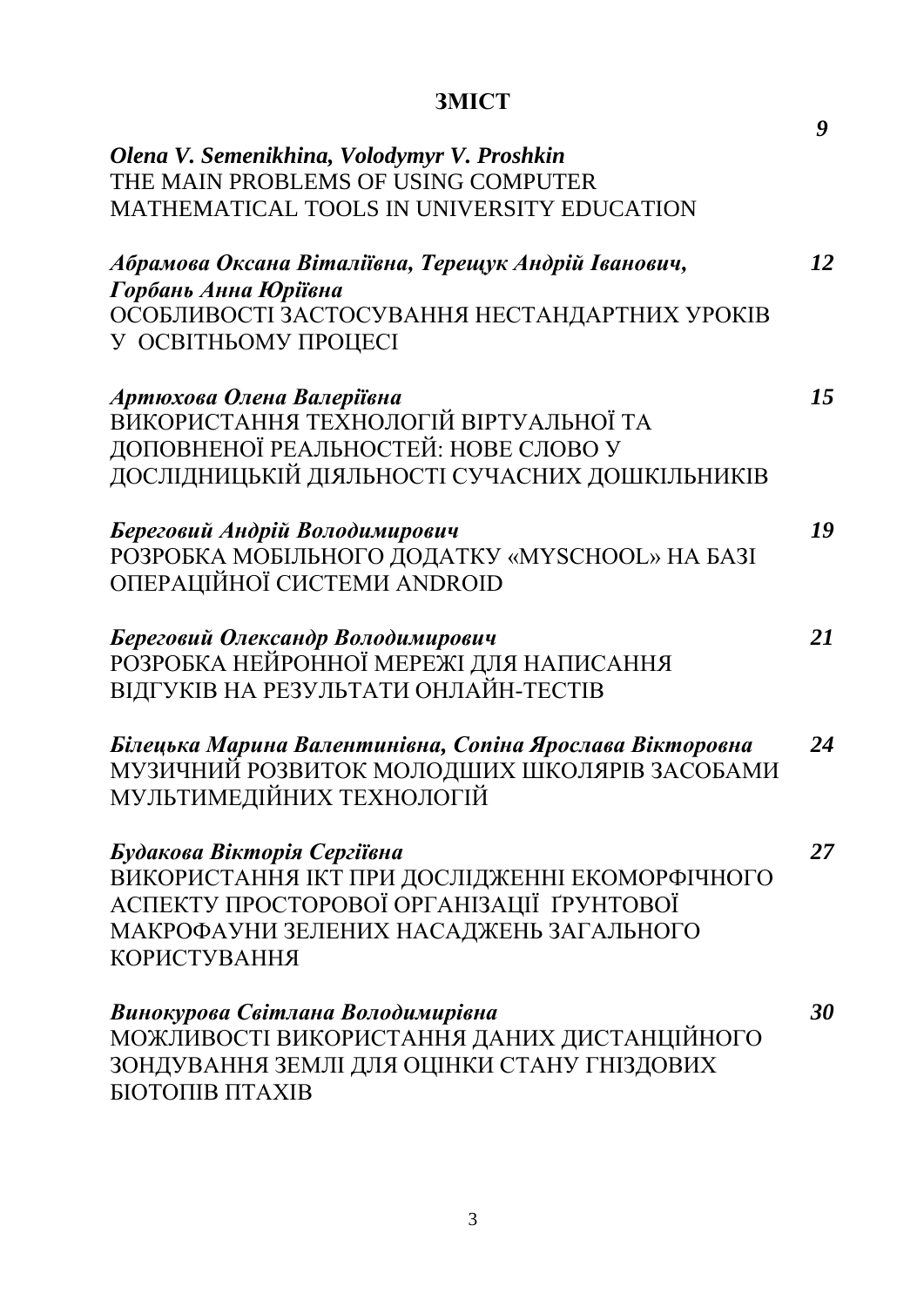## ЗМІСТ

*Olena V. Semenikhina, Volodymyr V. Proshkin* **9**
THE MAIN PROBLEMS OF USING COMPUTER MATHEMATICAL TOOLS IN UNIVERSITY EDUCATION

***Абрамова Оксана Віталіївна, Терещук Андрій Іванович, Горбань Анна Юріївна*** **12**
ОСОБЛИВОСТІ ЗАСТОСУВАННЯ НЕСТАНДАРТНИХ УРОКІВ У ОСВІТНЬОМУ ПРОЦЕСІ

***Артюхова Олена Валеріївна*** **15**
ВИКОРИСТАННЯ ТЕХНОЛОГІЙ ВІРТУАЛЬНОЇ ТА ДОПОВНЕНОЇ РЕАЛЬНОСТЕЙ: НОВЕ СЛОВО У ДОСЛІДНИЦЬКІЙ ДІЯЛЬНОСТІ СУЧАСНИХ ДОШКІЛЬНИКІВ

***Береговий Андрій Володимирович*** **19**
РОЗРОБКА МОБІЛЬНОГО ДОДАТКУ «MYSCHOOL» НА БАЗІ ОПЕРАЦІЙНОЇ СИСТЕМИ ANDROID

***Береговий Олександр Володимирович*** **21**
РОЗРОБКА НЕЙРОННОЇ МЕРЕЖІ ДЛЯ НАПИСАННЯ ВІДГУКІВ НА РЕЗУЛЬТАТИ ОНЛАЙН-ТЕСТІВ

***Білецька Марина Валентинівна, Сопіна Ярослава Вікторовна*** **24**
МУЗИЧНИЙ РОЗВИТОК МОЛОДШИХ ШКОЛЯРІВ ЗАСОБАМИ МУЛЬТИМЕДІЙНИХ ТЕХНОЛОГІЙ

***Будакова Вікторія Сергіївна*** **27**
ВИКОРИСТАННЯ ІКТ ПРИ ДОСЛІДЖЕННІ ЕКОМОРФІЧНОГО АСПЕКТУ ПРОСТОРОВОЇ ОРГАНІЗАЦІЇ ҐРУНТОВОЇ МАКРОФАУНИ ЗЕЛЕНИХ НАСАДЖЕНЬ ЗАГАЛЬНОГО КОРИСТУВАННЯ

***Винокурова Світлана Володимирівна*** **30**
МОЖЛИВОСТІ ВИКОРИСТАННЯ ДАНИХ ДИСТАНЦІЙНОГО ЗОНДУВАННЯ ЗЕМЛІ ДЛЯ ОЦІНКИ СТАНУ ГНІЗДОВИХ БІОТОПІВ ПТАХІВ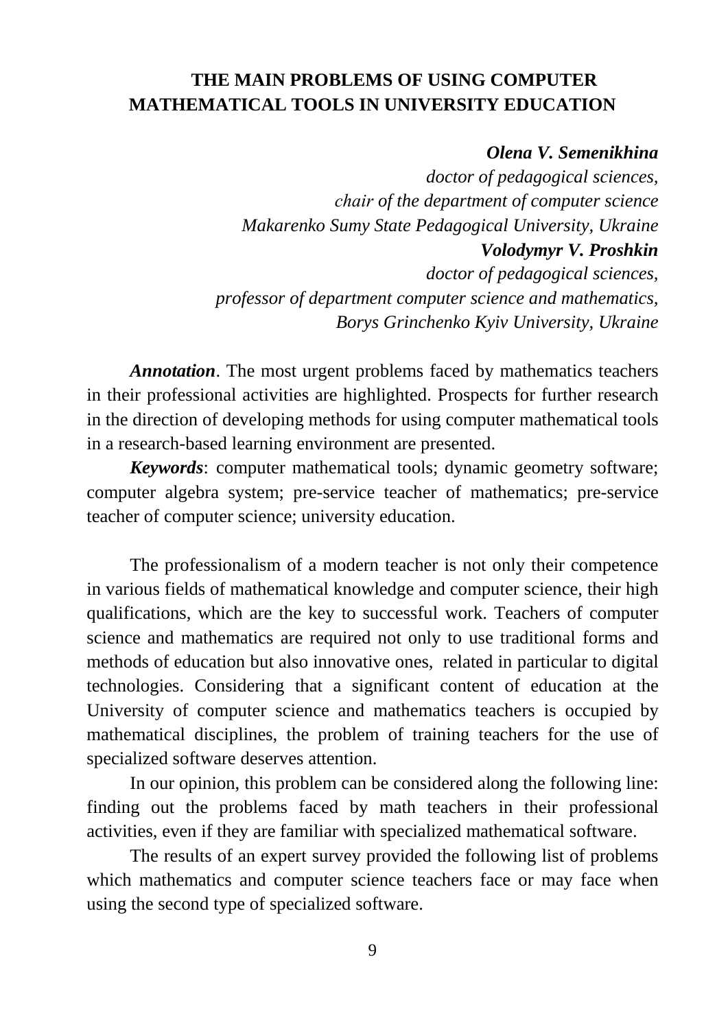# THE MAIN PROBLEMS OF USING COMPUTER MATHEMATICAL TOOLS IN UNIVERSITY EDUCATION

***Olena V. Semenikhina***
*doctor of pedagogical sciences,*
*chair of the department of computer science*
*Makarenko Sumy State Pedagogical University, Ukraine*
***Volodymyr V. Proshkin***
*doctor of pedagogical sciences,*
*professor of department computer science and mathematics,*
*Borys Grinchenko Kyiv University, Ukraine*

***Annotation***. The most urgent problems faced by mathematics teachers in their professional activities are highlighted. Prospects for further research in the direction of developing methods for using computer mathematical tools in a research-based learning environment are presented.

***Keywords***: computer mathematical tools; dynamic geometry software; computer algebra system; pre-service teacher of mathematics; pre-service teacher of computer science; university education.

The professionalism of a modern teacher is not only their competence in various fields of mathematical knowledge and computer science, their high qualifications, which are the key to successful work. Teachers of computer science and mathematics are required not only to use traditional forms and methods of education but also innovative ones, related in particular to digital technologies. Considering that a significant content of education at the University of computer science and mathematics teachers is occupied by mathematical disciplines, the problem of training teachers for the use of specialized software deserves attention.

In our opinion, this problem can be considered along the following line: finding out the problems faced by math teachers in their professional activities, even if they are familiar with specialized mathematical software.

The results of an expert survey provided the following list of problems which mathematics and computer science teachers face or may face when using the second type of specialized software.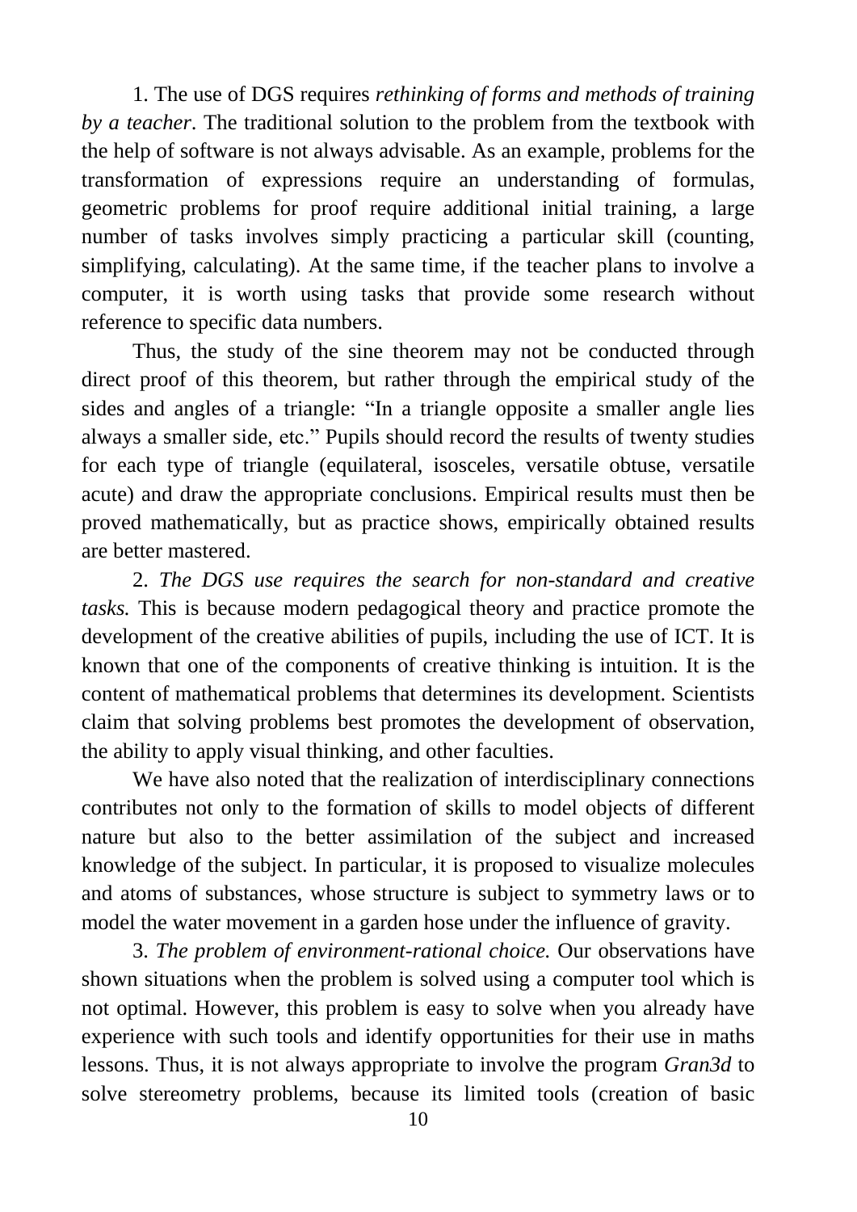1. The use of DGS requires *rethinking of forms and methods of training by a teacher*. The traditional solution to the problem from the textbook with the help of software is not always advisable. As an example, problems for the transformation of expressions require an understanding of formulas, geometric problems for proof require additional initial training, a large number of tasks involves simply practicing a particular skill (counting, simplifying, calculating). At the same time, if the teacher plans to involve a computer, it is worth using tasks that provide some research without reference to specific data numbers.

Thus, the study of the sine theorem may not be conducted through direct proof of this theorem, but rather through the empirical study of the sides and angles of a triangle: "In a triangle opposite a smaller angle lies always a smaller side, etc." Pupils should record the results of twenty studies for each type of triangle (equilateral, isosceles, versatile obtuse, versatile acute) and draw the appropriate conclusions. Empirical results must then be proved mathematically, but as practice shows, empirically obtained results are better mastered.

2. *The DGS use requires the search for non-standard and creative tasks.* This is because modern pedagogical theory and practice promote the development of the creative abilities of pupils, including the use of ICT. It is known that one of the components of creative thinking is intuition. It is the content of mathematical problems that determines its development. Scientists claim that solving problems best promotes the development of observation, the ability to apply visual thinking, and other faculties.

We have also noted that the realization of interdisciplinary connections contributes not only to the formation of skills to model objects of different nature but also to the better assimilation of the subject and increased knowledge of the subject. In particular, it is proposed to visualize molecules and atoms of substances, whose structure is subject to symmetry laws or to model the water movement in a garden hose under the influence of gravity.

3. *The problem of environment-rational choice.* Our observations have shown situations when the problem is solved using a computer tool which is not optimal. However, this problem is easy to solve when you already have experience with such tools and identify opportunities for their use in maths lessons. Thus, it is not always appropriate to involve the program *Gran3d* to solve stereometry problems, because its limited tools (creation of basic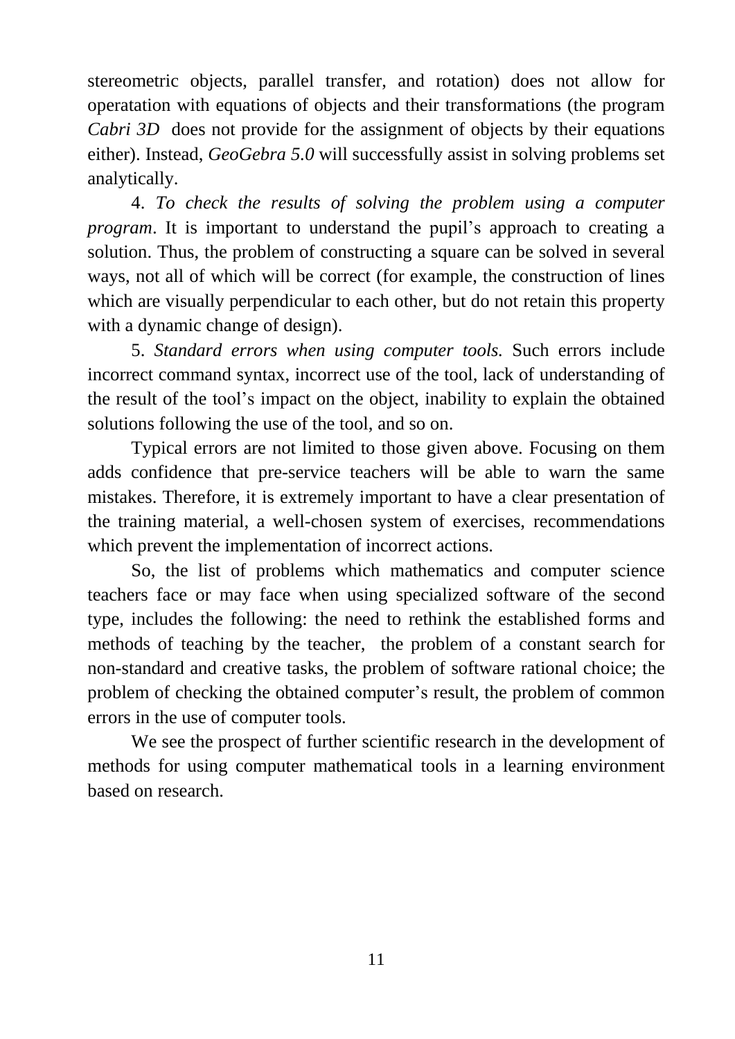stereometric objects, parallel transfer, and rotation) does not allow for operatation with equations of objects and their transformations (the program *Cabri 3D* does not provide for the assignment of objects by their equations either). Instead, *GeoGebra 5.0* will successfully assist in solving problems set analytically.

4. *To check the results of solving the problem using a computer program*. It is important to understand the pupil's approach to creating a solution. Thus, the problem of constructing a square can be solved in several ways, not all of which will be correct (for example, the construction of lines which are visually perpendicular to each other, but do not retain this property with a dynamic change of design).

5. *Standard errors when using computer tools.* Such errors include incorrect command syntax, incorrect use of the tool, lack of understanding of the result of the tool's impact on the object, inability to explain the obtained solutions following the use of the tool, and so on.

Typical errors are not limited to those given above. Focusing on them adds confidence that pre-service teachers will be able to warn the same mistakes. Therefore, it is extremely important to have a clear presentation of the training material, a well-chosen system of exercises, recommendations which prevent the implementation of incorrect actions.

So, the list of problems which mathematics and computer science teachers face or may face when using specialized software of the second type, includes the following: the need to rethink the established forms and methods of teaching by the teacher, the problem of a constant search for non-standard and creative tasks, the problem of software rational choice; the problem of checking the obtained computer's result, the problem of common errors in the use of computer tools.

We see the prospect of further scientific research in the development of methods for using computer mathematical tools in a learning environment based on research.